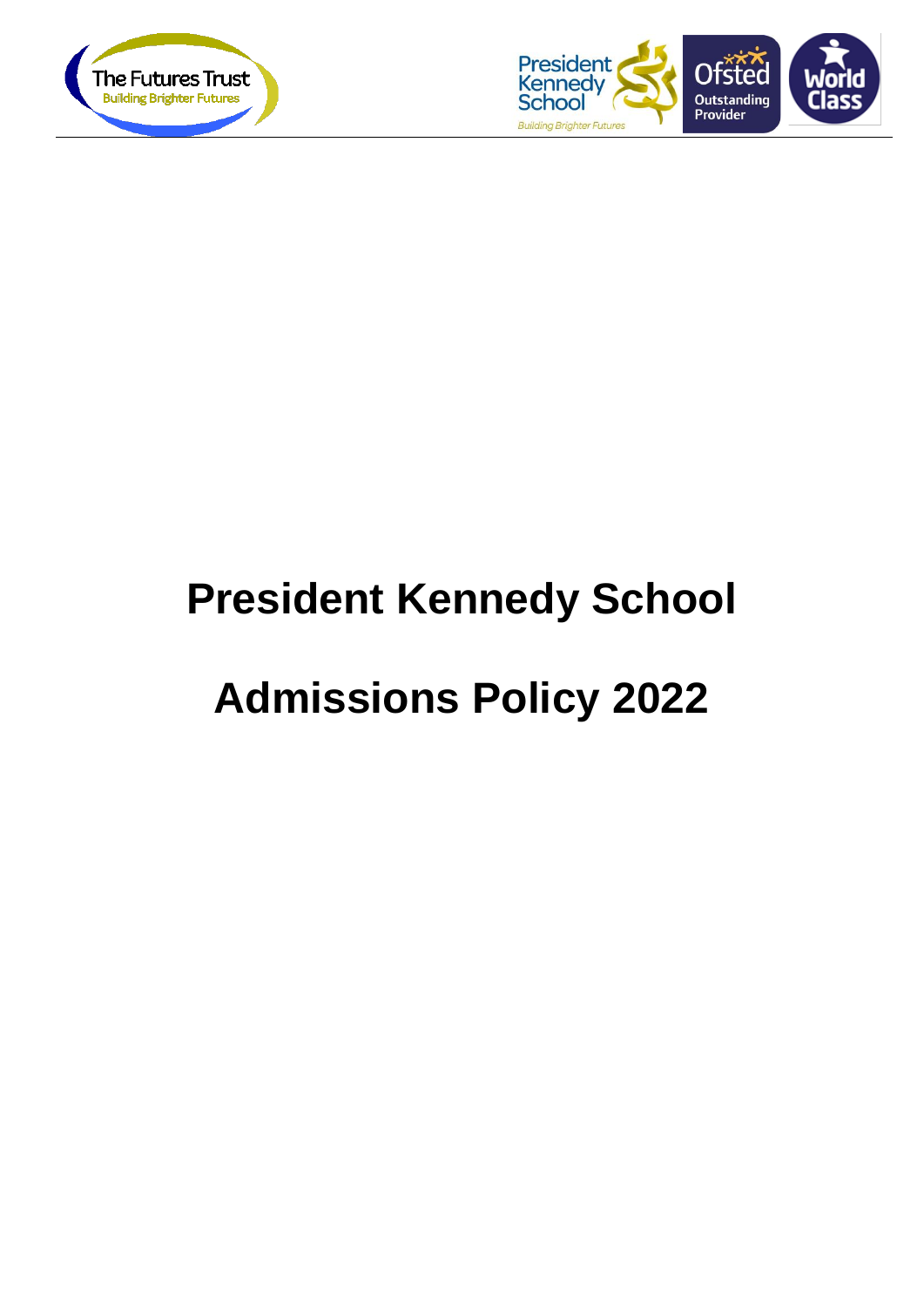# President Kennedy School

# Admissions Policy 2022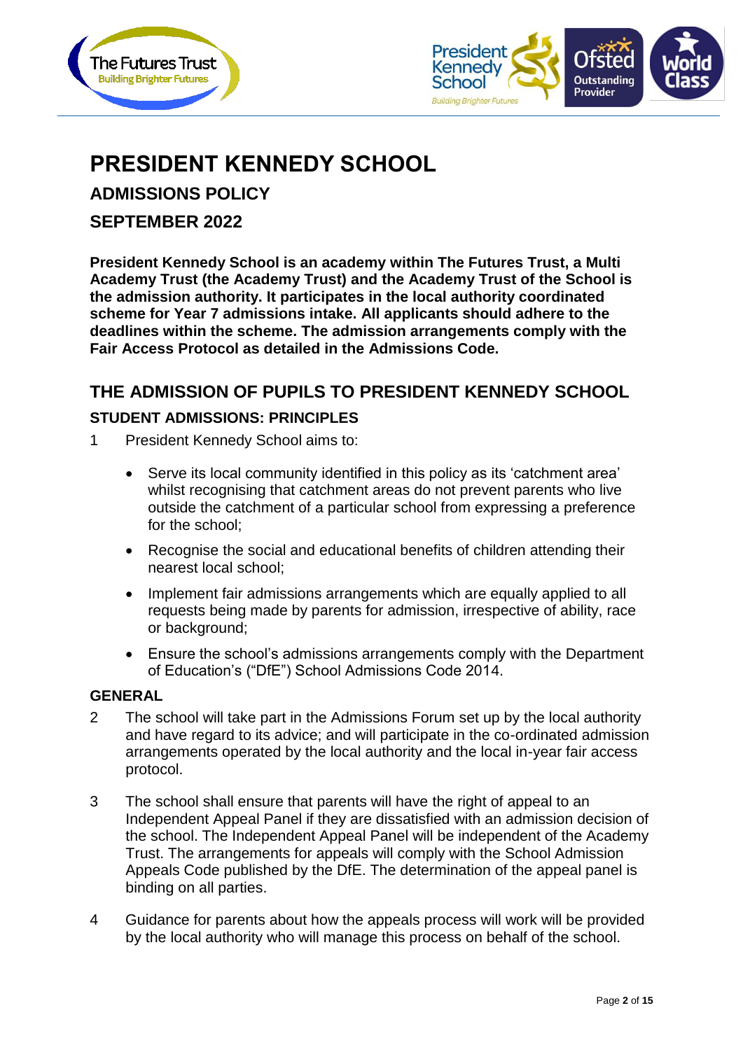# PRESIDENT KENNEDY SCHOOL

## ADMISSIONS POLICY

## SEPTEMBER 2022

**President Kennedy School is an academy within The Futures Trust, a Multi Academy Trust (the Academy Trust) and the Academy Trust of the School is the admission authority. It participates in the local authority coordinated scheme for Year 7 admissions intake. All applicants should adhere to the deadlines within the scheme. The admission arrangements comply with the Fair Access Protocol as detailed in the Admissions Code.**

## THE ADMISSION OF PUPILS TO PRESIDENT KENNEDY SCHOOL

### STUDENT ADMISSIONS: PRINCIPLES

1 President Kennedy School aims to:

- Serve its local community identified in this policy as its 'catchment area' whilst recognising that catchment areas do not prevent parents who live outside the catchment of a particular school from expressing a preference for the school;
- Recognise the social and educational benefits of children attending their nearest local school;
- Implement fair admissions arrangements which are equally applied to all requests being made by parents for admission, irrespective of ability, race or background;
- Ensure the school's admissions arrangements comply with the Department of Education's ("DfE") School Admissions Code 2014.

### GENERAL

2 The school will take part in the Admissions Forum set up by the local authority and have regard to its advice; and will participate in the co-ordinated admission arrangements operated by the local authority and the local in-year fair access protocol.

3 The school shall ensure that parents will have the right of appeal to an Independent Appeal Panel if they are dissatisfied with an admission decision of the school. The Independent Appeal Panel will be independent of the Academy Trust. The arrangements for appeals will comply with the School Admission Appeals Code published by the DfE. The determination of the appeal panel is binding on all parties.

4 Guidance for parents about how the appeals process will work will be provided by the local authority who will manage this process on behalf of the school.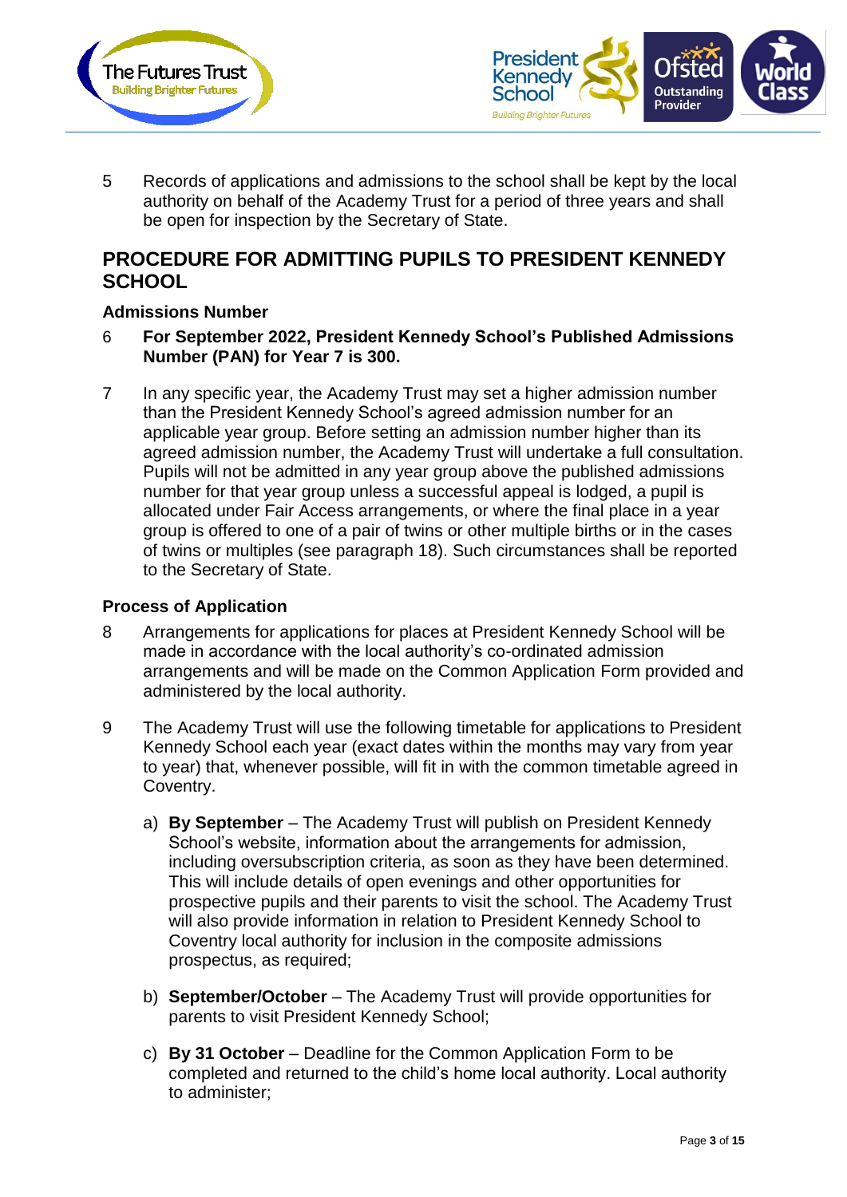5 Records of applications and admissions to the school shall be kept by the local authority on behalf of the Academy Trust for a period of three years and shall be open for inspection by the Secretary of State.

## PROCEDURE FOR ADMITTING PUPILS TO PRESIDENT KENNEDY SCHOOL

### Admissions Number

6 **For September 2022, President Kennedy School's Published Admissions Number (PAN) for Year 7 is 300.**

7 In any specific year, the Academy Trust may set a higher admission number than the President Kennedy School's agreed admission number for an applicable year group. Before setting an admission number higher than its agreed admission number, the Academy Trust will undertake a full consultation. Pupils will not be admitted in any year group above the published admissions number for that year group unless a successful appeal is lodged, a pupil is allocated under Fair Access arrangements, or where the final place in a year group is offered to one of a pair of twins or other multiple births or in the cases of twins or multiples (see paragraph 18). Such circumstances shall be reported to the Secretary of State.

### Process of Application

8 Arrangements for applications for places at President Kennedy School will be made in accordance with the local authority's co-ordinated admission arrangements and will be made on the Common Application Form provided and administered by the local authority.

9 The Academy Trust will use the following timetable for applications to President Kennedy School each year (exact dates within the months may vary from year to year) that, whenever possible, will fit in with the common timetable agreed in Coventry.

a) **By September** – The Academy Trust will publish on President Kennedy School's website, information about the arrangements for admission, including oversubscription criteria, as soon as they have been determined. This will include details of open evenings and other opportunities for prospective pupils and their parents to visit the school. The Academy Trust will also provide information in relation to President Kennedy School to Coventry local authority for inclusion in the composite admissions prospectus, as required;

b) **September/October** – The Academy Trust will provide opportunities for parents to visit President Kennedy School;

c) **By 31 October** – Deadline for the Common Application Form to be completed and returned to the child's home local authority. Local authority to administer;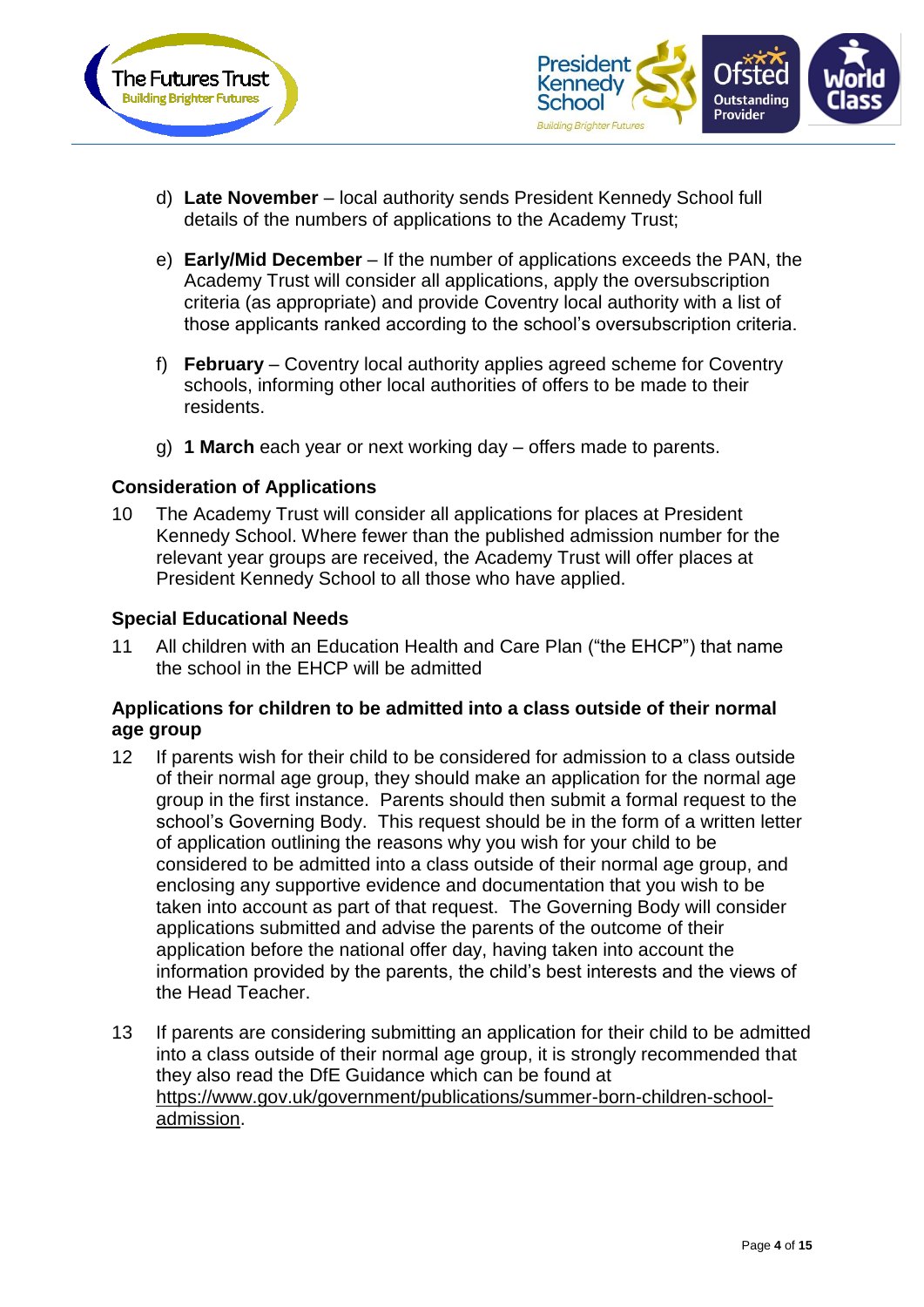d) **Late November** – local authority sends President Kennedy School full details of the numbers of applications to the Academy Trust;

e) **Early/Mid December** – If the number of applications exceeds the PAN, the Academy Trust will consider all applications, apply the oversubscription criteria (as appropriate) and provide Coventry local authority with a list of those applicants ranked according to the school's oversubscription criteria.

f) **February** – Coventry local authority applies agreed scheme for Coventry schools, informing other local authorities of offers to be made to their residents.

g) **1 March** each year or next working day – offers made to parents.

### Consideration of Applications

10 The Academy Trust will consider all applications for places at President Kennedy School. Where fewer than the published admission number for the relevant year groups are received, the Academy Trust will offer places at President Kennedy School to all those who have applied.

### Special Educational Needs

11 All children with an Education Health and Care Plan ("the EHCP") that name the school in the EHCP will be admitted

### Applications for children to be admitted into a class outside of their normal age group

12 If parents wish for their child to be considered for admission to a class outside of their normal age group, they should make an application for the normal age group in the first instance. Parents should then submit a formal request to the school's Governing Body. This request should be in the form of a written letter of application outlining the reasons why you wish for your child to be considered to be admitted into a class outside of their normal age group, and enclosing any supportive evidence and documentation that you wish to be taken into account as part of that request. The Governing Body will consider applications submitted and advise the parents of the outcome of their application before the national offer day, having taken into account the information provided by the parents, the child's best interests and the views of the Head Teacher.

13 If parents are considering submitting an application for their child to be admitted into a class outside of their normal age group, it is strongly recommended that they also read the DfE Guidance which can be found at https://www.gov.uk/government/publications/summer-born-children-school-admission.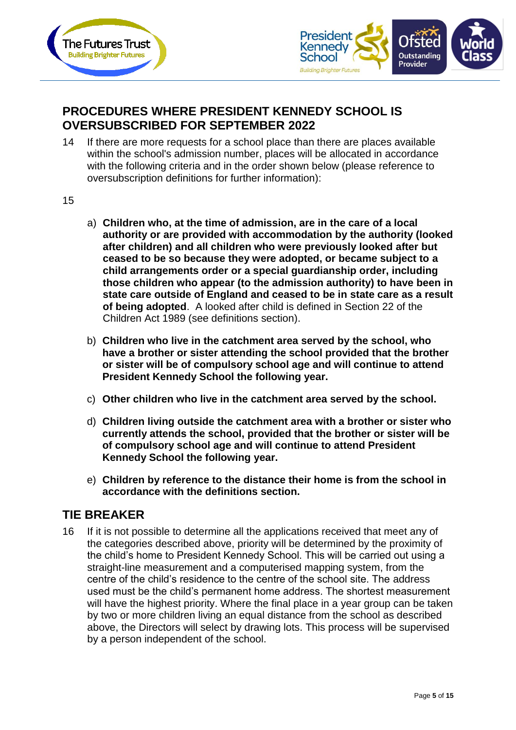## PROCEDURES WHERE PRESIDENT KENNEDY SCHOOL IS OVERSUBSCRIBED FOR SEPTEMBER 2022

14 If there are more requests for a school place than there are places available within the school's admission number, places will be allocated in accordance with the following criteria and in the order shown below (please reference to oversubscription definitions for further information):

15

a) **Children who, at the time of admission, are in the care of a local authority or are provided with accommodation by the authority (looked after children) and all children who were previously looked after but ceased to be so because they were adopted, or became subject to a child arrangements order or a special guardianship order, including those children who appear (to the admission authority) to have been in state care outside of England and ceased to be in state care as a result of being adopted**. A looked after child is defined in Section 22 of the Children Act 1989 (see definitions section).

b) **Children who live in the catchment area served by the school, who have a brother or sister attending the school provided that the brother or sister will be of compulsory school age and will continue to attend President Kennedy School the following year.**

c) **Other children who live in the catchment area served by the school.**

d) **Children living outside the catchment area with a brother or sister who currently attends the school, provided that the brother or sister will be of compulsory school age and will continue to attend President Kennedy School the following year.**

e) **Children by reference to the distance their home is from the school in accordance with the definitions section.**

## TIE BREAKER

16 If it is not possible to determine all the applications received that meet any of the categories described above, priority will be determined by the proximity of the child's home to President Kennedy School. This will be carried out using a straight-line measurement and a computerised mapping system, from the centre of the child's residence to the centre of the school site. The address used must be the child's permanent home address. The shortest measurement will have the highest priority. Where the final place in a year group can be taken by two or more children living an equal distance from the school as described above, the Directors will select by drawing lots. This process will be supervised by a person independent of the school.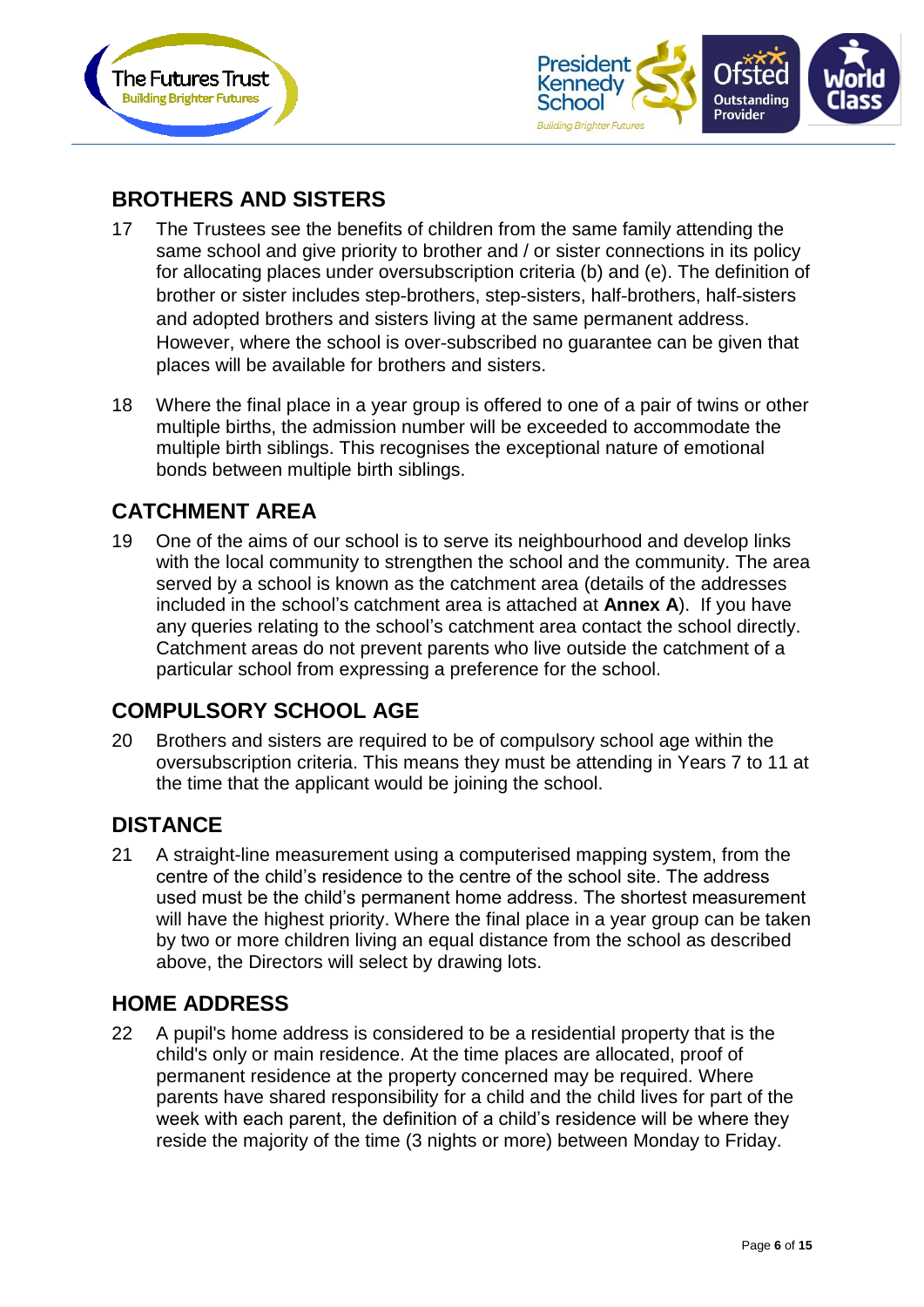## BROTHERS AND SISTERS

17 The Trustees see the benefits of children from the same family attending the same school and give priority to brother and / or sister connections in its policy for allocating places under oversubscription criteria (b) and (e). The definition of brother or sister includes step-brothers, step-sisters, half-brothers, half-sisters and adopted brothers and sisters living at the same permanent address. However, where the school is over-subscribed no guarantee can be given that places will be available for brothers and sisters.

18 Where the final place in a year group is offered to one of a pair of twins or other multiple births, the admission number will be exceeded to accommodate the multiple birth siblings. This recognises the exceptional nature of emotional bonds between multiple birth siblings.

## CATCHMENT AREA

19 One of the aims of our school is to serve its neighbourhood and develop links with the local community to strengthen the school and the community. The area served by a school is known as the catchment area (details of the addresses included in the school's catchment area is attached at **Annex A**). If you have any queries relating to the school's catchment area contact the school directly. Catchment areas do not prevent parents who live outside the catchment of a particular school from expressing a preference for the school.

## COMPULSORY SCHOOL AGE

20 Brothers and sisters are required to be of compulsory school age within the oversubscription criteria. This means they must be attending in Years 7 to 11 at the time that the applicant would be joining the school.

## DISTANCE

21 A straight-line measurement using a computerised mapping system, from the centre of the child's residence to the centre of the school site. The address used must be the child's permanent home address. The shortest measurement will have the highest priority. Where the final place in a year group can be taken by two or more children living an equal distance from the school as described above, the Directors will select by drawing lots.

## HOME ADDRESS

22 A pupil's home address is considered to be a residential property that is the child's only or main residence. At the time places are allocated, proof of permanent residence at the property concerned may be required. Where parents have shared responsibility for a child and the child lives for part of the week with each parent, the definition of a child's residence will be where they reside the majority of the time (3 nights or more) between Monday to Friday.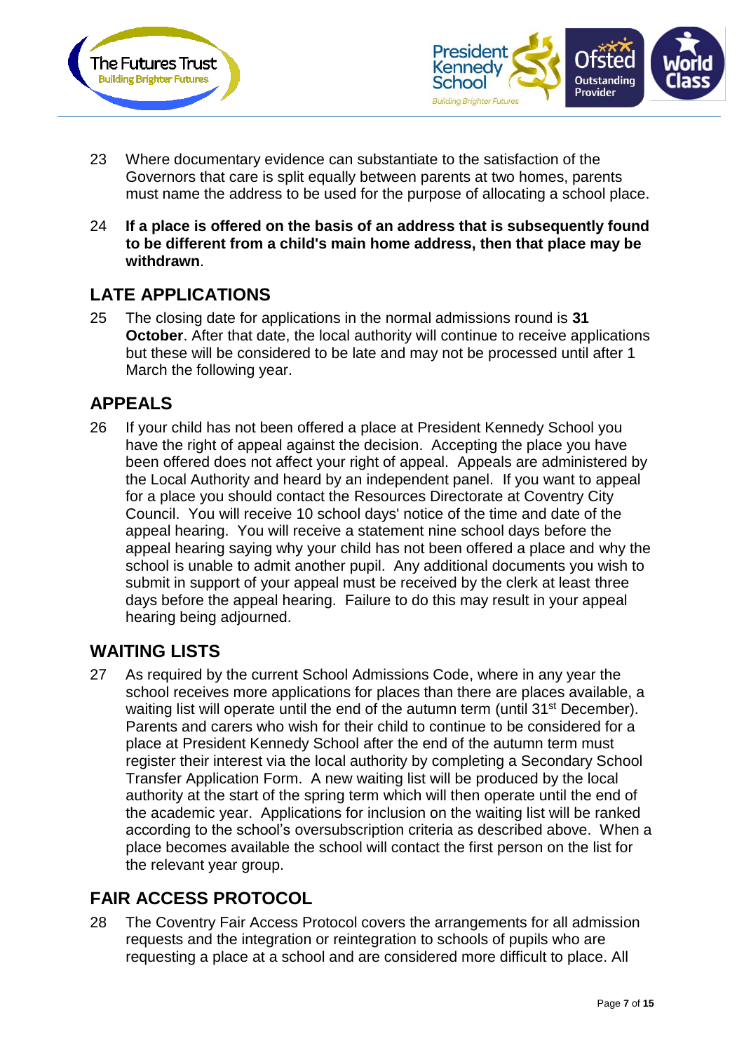23 Where documentary evidence can substantiate to the satisfaction of the Governors that care is split equally between parents at two homes, parents must name the address to be used for the purpose of allocating a school place.

24 **If a place is offered on the basis of an address that is subsequently found to be different from a child's main home address, then that place may be withdrawn**.

## LATE APPLICATIONS

25 The closing date for applications in the normal admissions round is **31 October**. After that date, the local authority will continue to receive applications but these will be considered to be late and may not be processed until after 1 March the following year.

## APPEALS

26 If your child has not been offered a place at President Kennedy School you have the right of appeal against the decision. Accepting the place you have been offered does not affect your right of appeal. Appeals are administered by the Local Authority and heard by an independent panel. If you want to appeal for a place you should contact the Resources Directorate at Coventry City Council. You will receive 10 school days' notice of the time and date of the appeal hearing. You will receive a statement nine school days before the appeal hearing saying why your child has not been offered a place and why the school is unable to admit another pupil. Any additional documents you wish to submit in support of your appeal must be received by the clerk at least three days before the appeal hearing. Failure to do this may result in your appeal hearing being adjourned.

## WAITING LISTS

27 As required by the current School Admissions Code, where in any year the school receives more applications for places than there are places available, a waiting list will operate until the end of the autumn term (until 31st December). Parents and carers who wish for their child to continue to be considered for a place at President Kennedy School after the end of the autumn term must register their interest via the local authority by completing a Secondary School Transfer Application Form. A new waiting list will be produced by the local authority at the start of the spring term which will then operate until the end of the academic year. Applications for inclusion on the waiting list will be ranked according to the school's oversubscription criteria as described above. When a place becomes available the school will contact the first person on the list for the relevant year group.

## FAIR ACCESS PROTOCOL

28 The Coventry Fair Access Protocol covers the arrangements for all admission requests and the integration or reintegration to schools of pupils who are requesting a place at a school and are considered more difficult to place. All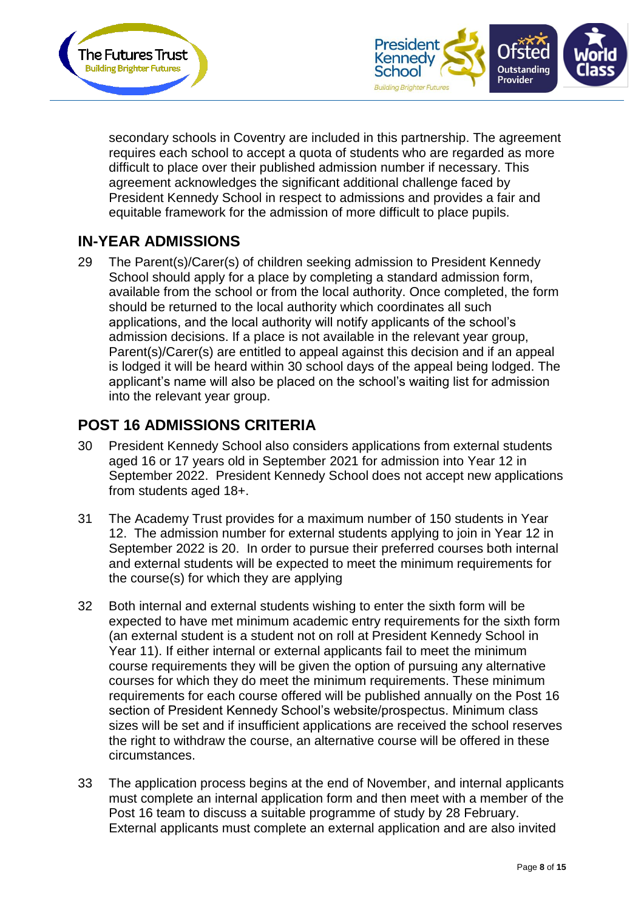secondary schools in Coventry are included in this partnership. The agreement requires each school to accept a quota of students who are regarded as more difficult to place over their published admission number if necessary. This agreement acknowledges the significant additional challenge faced by President Kennedy School in respect to admissions and provides a fair and equitable framework for the admission of more difficult to place pupils.

## IN-YEAR ADMISSIONS

29 The Parent(s)/Carer(s) of children seeking admission to President Kennedy School should apply for a place by completing a standard admission form, available from the school or from the local authority. Once completed, the form should be returned to the local authority which coordinates all such applications, and the local authority will notify applicants of the school's admission decisions. If a place is not available in the relevant year group, Parent(s)/Carer(s) are entitled to appeal against this decision and if an appeal is lodged it will be heard within 30 school days of the appeal being lodged. The applicant's name will also be placed on the school's waiting list for admission into the relevant year group.

## POST 16 ADMISSIONS CRITERIA

30 President Kennedy School also considers applications from external students aged 16 or 17 years old in September 2021 for admission into Year 12 in September 2022. President Kennedy School does not accept new applications from students aged 18+.

31 The Academy Trust provides for a maximum number of 150 students in Year 12. The admission number for external students applying to join in Year 12 in September 2022 is 20. In order to pursue their preferred courses both internal and external students will be expected to meet the minimum requirements for the course(s) for which they are applying

32 Both internal and external students wishing to enter the sixth form will be expected to have met minimum academic entry requirements for the sixth form (an external student is a student not on roll at President Kennedy School in Year 11). If either internal or external applicants fail to meet the minimum course requirements they will be given the option of pursuing any alternative courses for which they do meet the minimum requirements. These minimum requirements for each course offered will be published annually on the Post 16 section of President Kennedy School's website/prospectus. Minimum class sizes will be set and if insufficient applications are received the school reserves the right to withdraw the course, an alternative course will be offered in these circumstances.

33 The application process begins at the end of November, and internal applicants must complete an internal application form and then meet with a member of the Post 16 team to discuss a suitable programme of study by 28 February. External applicants must complete an external application and are also invited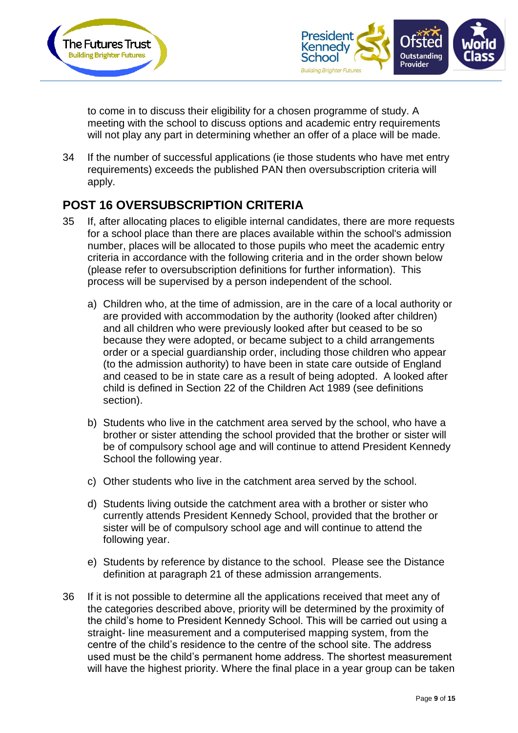to come in to discuss their eligibility for a chosen programme of study. A meeting with the school to discuss options and academic entry requirements will not play any part in determining whether an offer of a place will be made.

34 If the number of successful applications (ie those students who have met entry requirements) exceeds the published PAN then oversubscription criteria will apply.

## POST 16 OVERSUBSCRIPTION CRITERIA

35 If, after allocating places to eligible internal candidates, there are more requests for a school place than there are places available within the school's admission number, places will be allocated to those pupils who meet the academic entry criteria in accordance with the following criteria and in the order shown below (please refer to oversubscription definitions for further information). This process will be supervised by a person independent of the school.

a) Children who, at the time of admission, are in the care of a local authority or are provided with accommodation by the authority (looked after children) and all children who were previously looked after but ceased to be so because they were adopted, or became subject to a child arrangements order or a special guardianship order, including those children who appear (to the admission authority) to have been in state care outside of England and ceased to be in state care as a result of being adopted. A looked after child is defined in Section 22 of the Children Act 1989 (see definitions section).

b) Students who live in the catchment area served by the school, who have a brother or sister attending the school provided that the brother or sister will be of compulsory school age and will continue to attend President Kennedy School the following year.

c) Other students who live in the catchment area served by the school.

d) Students living outside the catchment area with a brother or sister who currently attends President Kennedy School, provided that the brother or sister will be of compulsory school age and will continue to attend the following year.

e) Students by reference by distance to the school. Please see the Distance definition at paragraph 21 of these admission arrangements.

36 If it is not possible to determine all the applications received that meet any of the categories described above, priority will be determined by the proximity of the child's home to President Kennedy School. This will be carried out using a straight- line measurement and a computerised mapping system, from the centre of the child's residence to the centre of the school site. The address used must be the child's permanent home address. The shortest measurement will have the highest priority. Where the final place in a year group can be taken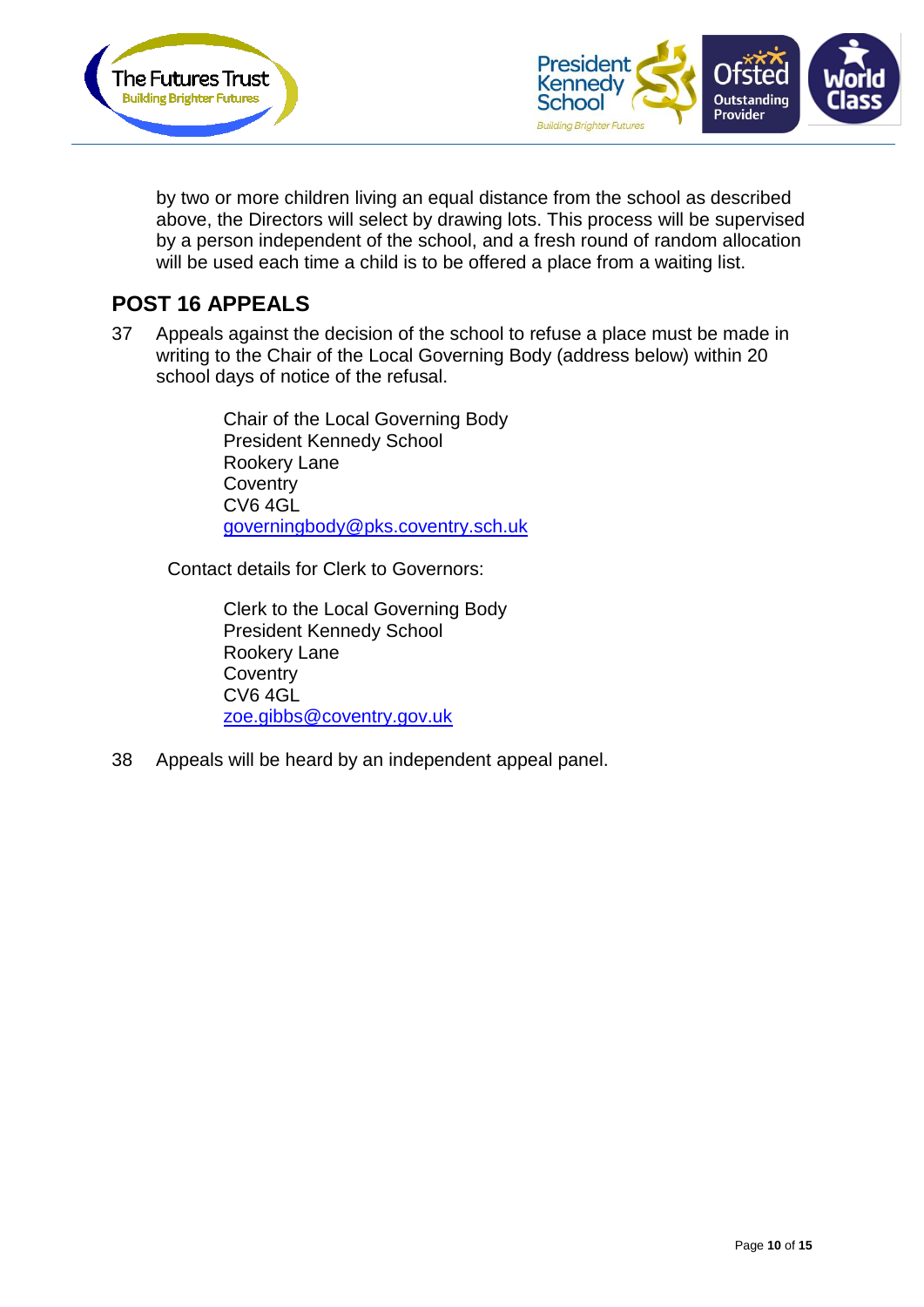by two or more children living an equal distance from the school as described above, the Directors will select by drawing lots. This process will be supervised by a person independent of the school, and a fresh round of random allocation will be used each time a child is to be offered a place from a waiting list.

## POST 16 APPEALS

37 Appeals against the decision of the school to refuse a place must be made in writing to the Chair of the Local Governing Body (address below) within 20 school days of notice of the refusal.

> Chair of the Local Governing Body
> President Kennedy School
> Rookery Lane
> Coventry
> CV6 4GL
> governingbody@pks.coventry.sch.uk

Contact details for Clerk to Governors:

> Clerk to the Local Governing Body
> President Kennedy School
> Rookery Lane
> Coventry
> CV6 4GL
> zoe.gibbs@coventry.gov.uk

38 Appeals will be heard by an independent appeal panel.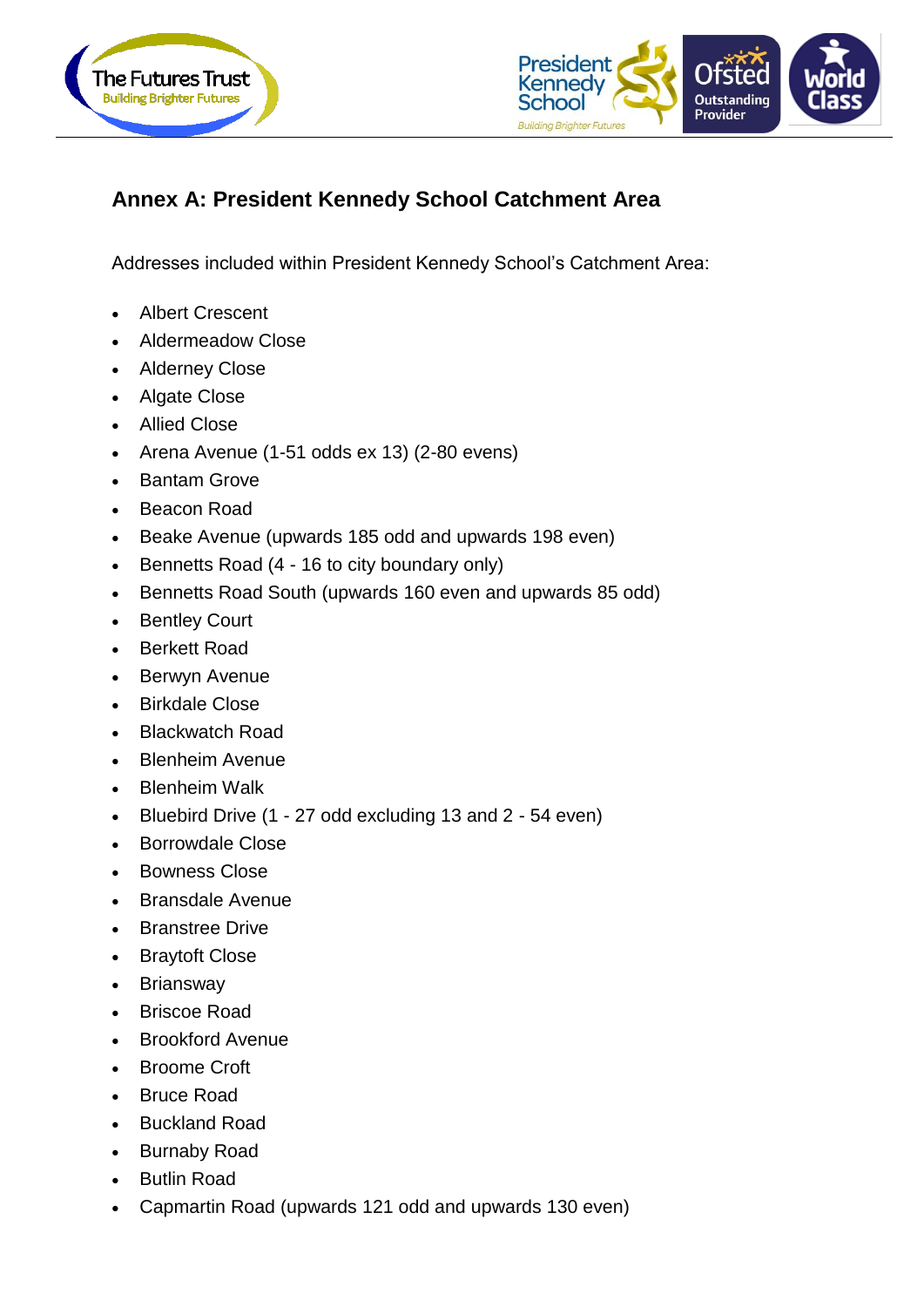## Annex A: President Kennedy School Catchment Area

Addresses included within President Kennedy School's Catchment Area:

- Albert Crescent
- Aldermeadow Close
- Alderney Close
- Algate Close
- Allied Close
- Arena Avenue (1-51 odds ex 13) (2-80 evens)
- Bantam Grove
- Beacon Road
- Beake Avenue (upwards 185 odd and upwards 198 even)
- Bennetts Road (4 - 16 to city boundary only)
- Bennetts Road South (upwards 160 even and upwards 85 odd)
- Bentley Court
- Berkett Road
- Berwyn Avenue
- Birkdale Close
- Blackwatch Road
- Blenheim Avenue
- Blenheim Walk
- Bluebird Drive (1 - 27 odd excluding 13 and 2 - 54 even)
- Borrowdale Close
- Bowness Close
- Bransdale Avenue
- Branstree Drive
- Braytoft Close
- Briansway
- Briscoe Road
- Brookford Avenue
- Broome Croft
- Bruce Road
- Buckland Road
- Burnaby Road
- Butlin Road
- Capmartin Road (upwards 121 odd and upwards 130 even)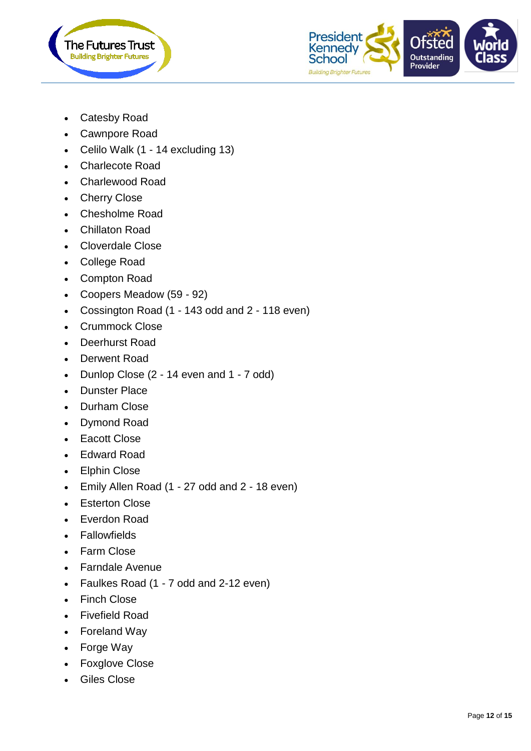- Catesby Road
- Cawnpore Road
- Celilo Walk (1 - 14 excluding 13)
- Charlecote Road
- Charlewood Road
- Cherry Close
- Chesholme Road
- Chillaton Road
- Cloverdale Close
- College Road
- Compton Road
- Coopers Meadow (59 - 92)
- Cossington Road (1 - 143 odd and 2 - 118 even)
- Crummock Close
- Deerhurst Road
- Derwent Road
- Dunlop Close (2 - 14 even and 1 - 7 odd)
- Dunster Place
- Durham Close
- Dymond Road
- Eacott Close
- Edward Road
- Elphin Close
- Emily Allen Road (1 - 27 odd and 2 - 18 even)
- Esterton Close
- Everdon Road
- Fallowfields
- Farm Close
- Farndale Avenue
- Faulkes Road (1 - 7 odd and 2-12 even)
- Finch Close
- Fivefield Road
- Foreland Way
- Forge Way
- Foxglove Close
- Giles Close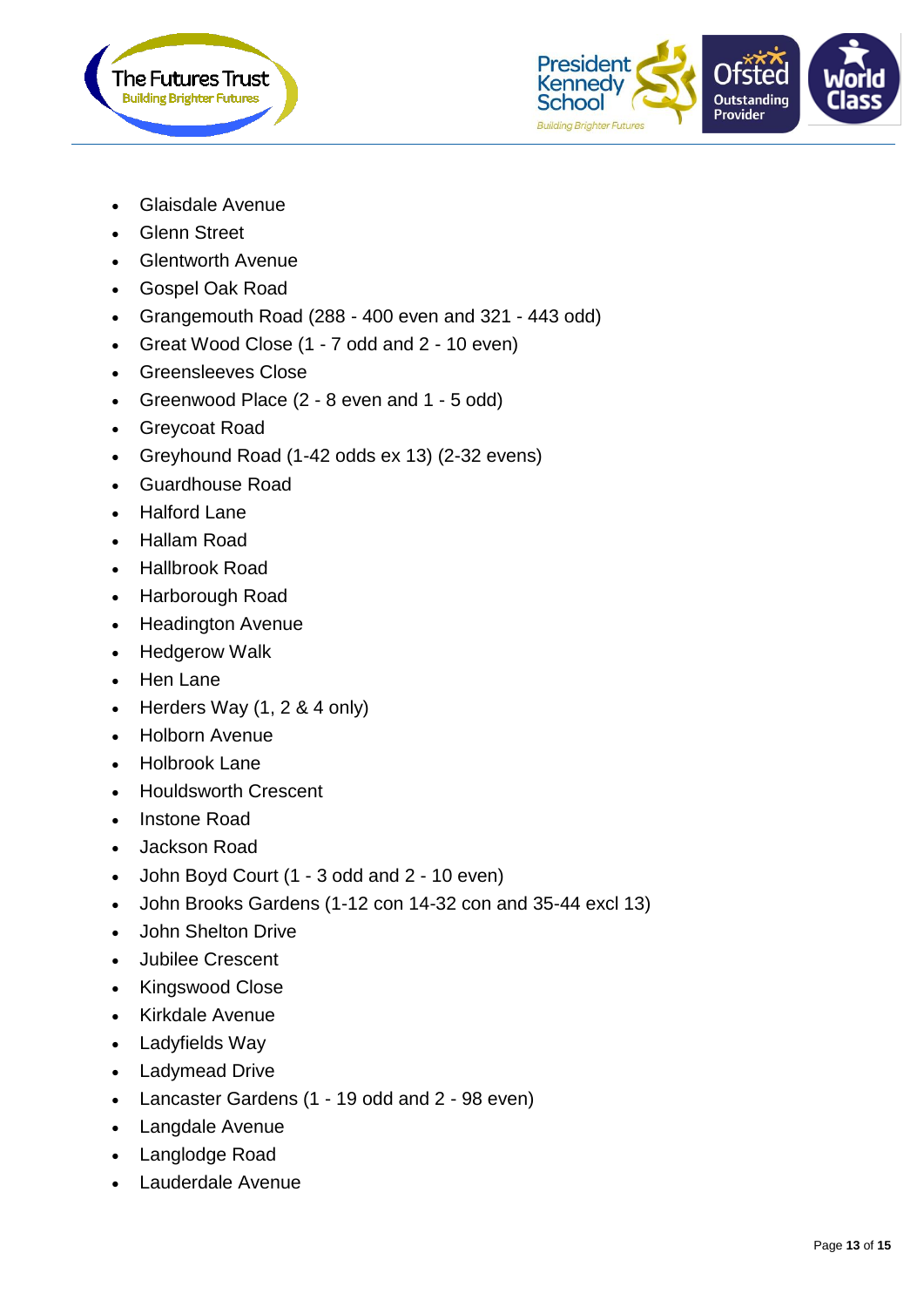- Glaisdale Avenue
- Glenn Street
- Glentworth Avenue
- Gospel Oak Road
- Grangemouth Road (288 - 400 even and 321 - 443 odd)
- Great Wood Close (1 - 7 odd and 2 - 10 even)
- Greensleeves Close
- Greenwood Place (2 - 8 even and 1 - 5 odd)
- Greycoat Road
- Greyhound Road (1-42 odds ex 13) (2-32 evens)
- Guardhouse Road
- Halford Lane
- Hallam Road
- Hallbrook Road
- Harborough Road
- Headington Avenue
- Hedgerow Walk
- Hen Lane
- Herders Way (1, 2 & 4 only)
- Holborn Avenue
- Holbrook Lane
- Houldsworth Crescent
- Instone Road
- Jackson Road
- John Boyd Court (1 - 3 odd and 2 - 10 even)
- John Brooks Gardens (1-12 con 14-32 con and 35-44 excl 13)
- John Shelton Drive
- Jubilee Crescent
- Kingswood Close
- Kirkdale Avenue
- Ladyfields Way
- Ladymead Drive
- Lancaster Gardens (1 - 19 odd and 2 - 98 even)
- Langdale Avenue
- Langlodge Road
- Lauderdale Avenue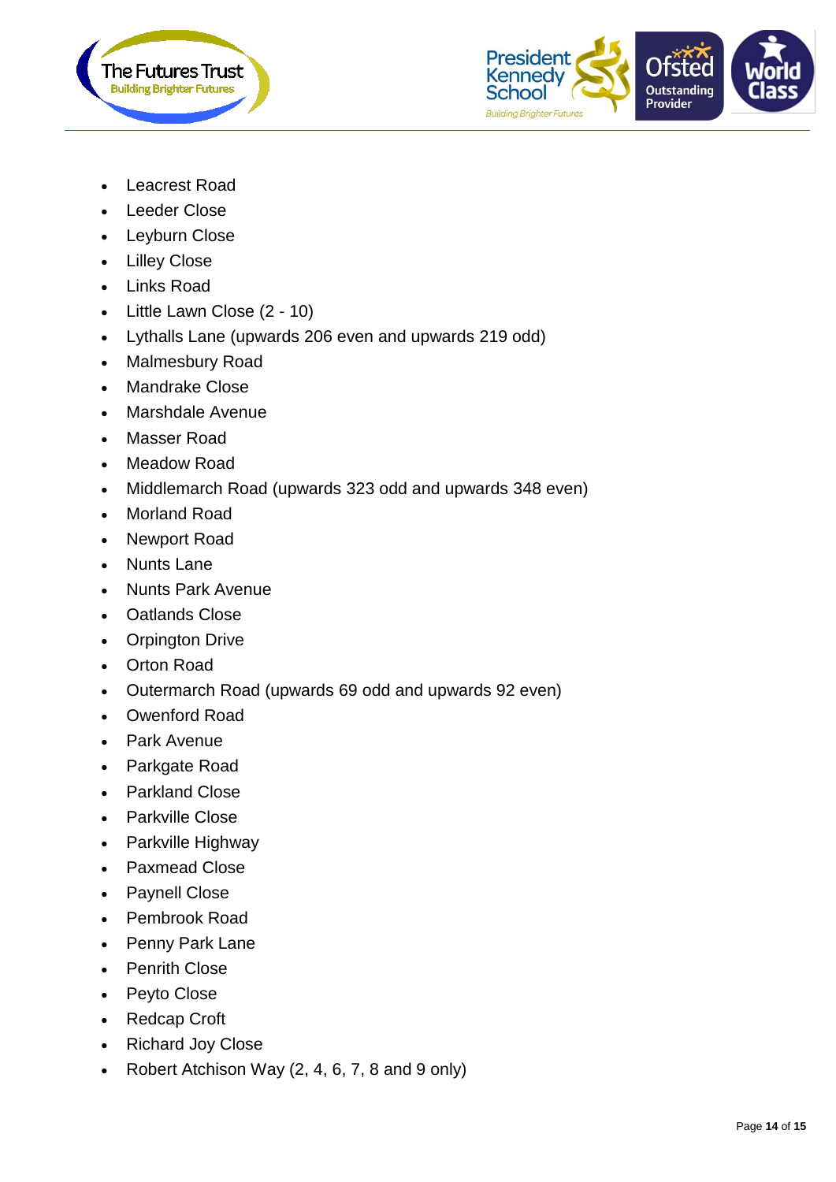- Leacrest Road
- Leeder Close
- Leyburn Close
- Lilley Close
- Links Road
- Little Lawn Close (2 - 10)
- Lythalls Lane (upwards 206 even and upwards 219 odd)
- Malmesbury Road
- Mandrake Close
- Marshdale Avenue
- Masser Road
- Meadow Road
- Middlemarch Road (upwards 323 odd and upwards 348 even)
- Morland Road
- Newport Road
- Nunts Lane
- Nunts Park Avenue
- Oatlands Close
- Orpington Drive
- Orton Road
- Outermarch Road (upwards 69 odd and upwards 92 even)
- Owenford Road
- Park Avenue
- Parkgate Road
- Parkland Close
- Parkville Close
- Parkville Highway
- Paxmead Close
- Paynell Close
- Pembrook Road
- Penny Park Lane
- Penrith Close
- Peyto Close
- Redcap Croft
- Richard Joy Close
- Robert Atchison Way (2, 4, 6, 7, 8 and 9 only)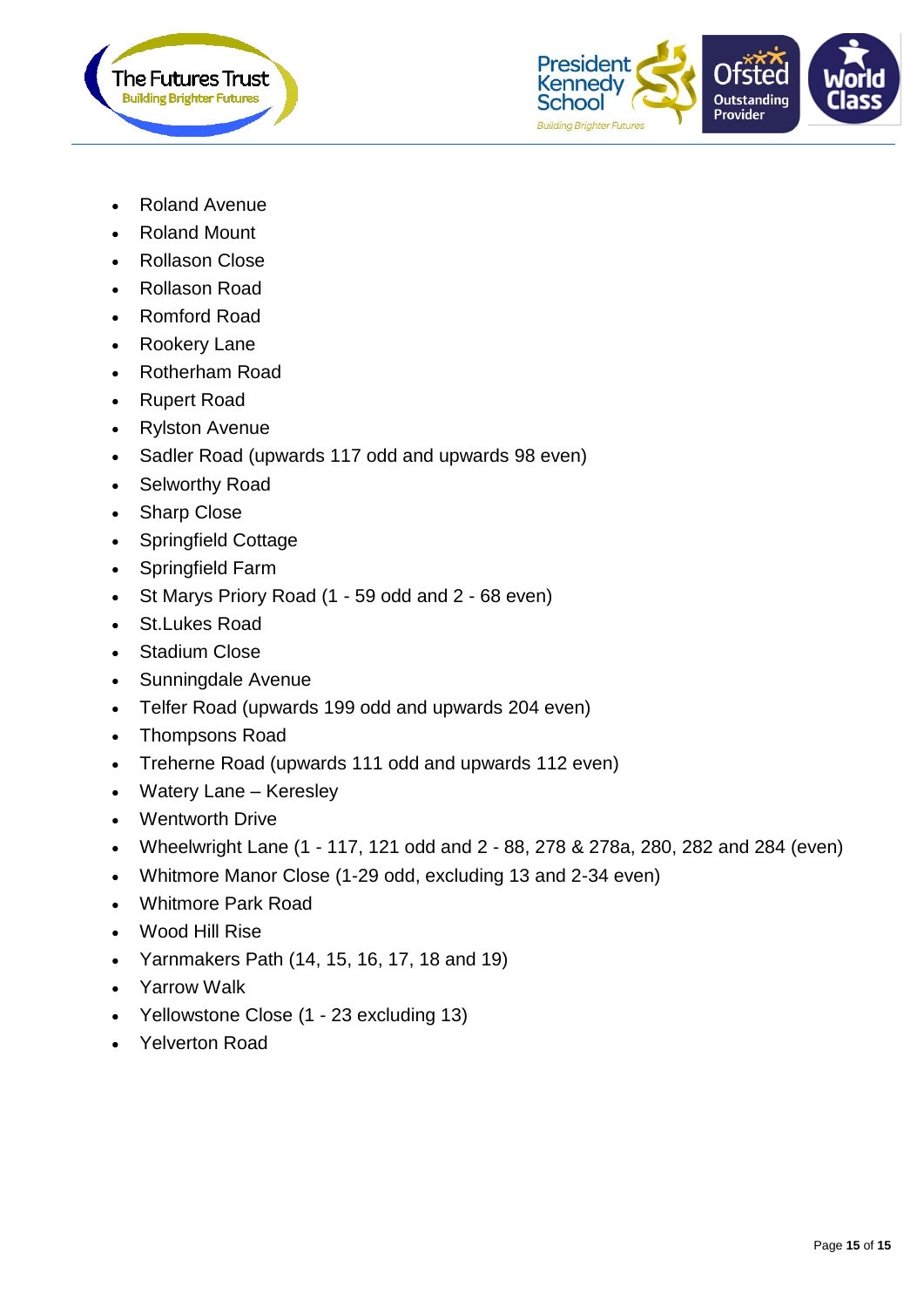- Roland Avenue
- Roland Mount
- Rollason Close
- Rollason Road
- Romford Road
- Rookery Lane
- Rotherham Road
- Rupert Road
- Rylston Avenue
- Sadler Road (upwards 117 odd and upwards 98 even)
- Selworthy Road
- Sharp Close
- Springfield Cottage
- Springfield Farm
- St Marys Priory Road (1 - 59 odd and 2 - 68 even)
- St.Lukes Road
- Stadium Close
- Sunningdale Avenue
- Telfer Road (upwards 199 odd and upwards 204 even)
- Thompsons Road
- Treherne Road (upwards 111 odd and upwards 112 even)
- Watery Lane – Keresley
- Wentworth Drive
- Wheelwright Lane (1 - 117, 121 odd and 2 - 88, 278 & 278a, 280, 282 and 284 (even)
- Whitmore Manor Close (1-29 odd, excluding 13 and 2-34 even)
- Whitmore Park Road
- Wood Hill Rise
- Yarnmakers Path (14, 15, 16, 17, 18 and 19)
- Yarrow Walk
- Yellowstone Close (1 - 23 excluding 13)
- Yelverton Road